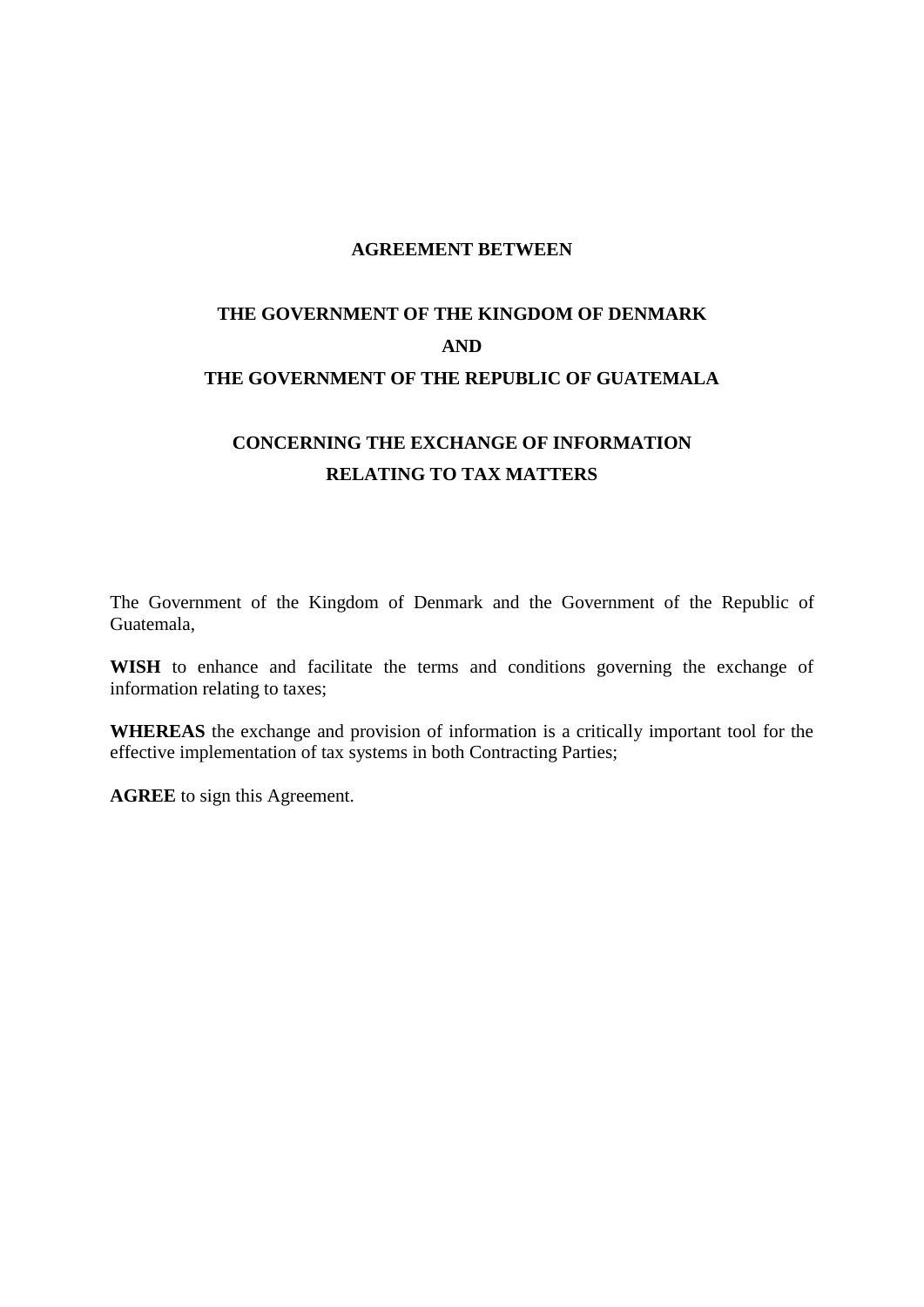# AGREEMENT BETWEEN

## THE GOVERNMENT OF THE KINGDOM OF DENMARK

## AND

## THE GOVERNMENT OF THE REPUBLIC OF GUATEMALA

## CONCERNING THE EXCHANGE OF INFORMATION RELATING TO TAX MATTERS

The Government of the Kingdom of Denmark and the Government of the Republic of Guatemala,

**WISH** to enhance and facilitate the terms and conditions governing the exchange of information relating to taxes;

**WHEREAS** the exchange and provision of information is a critically important tool for the effective implementation of tax systems in both Contracting Parties;

**AGREE** to sign this Agreement.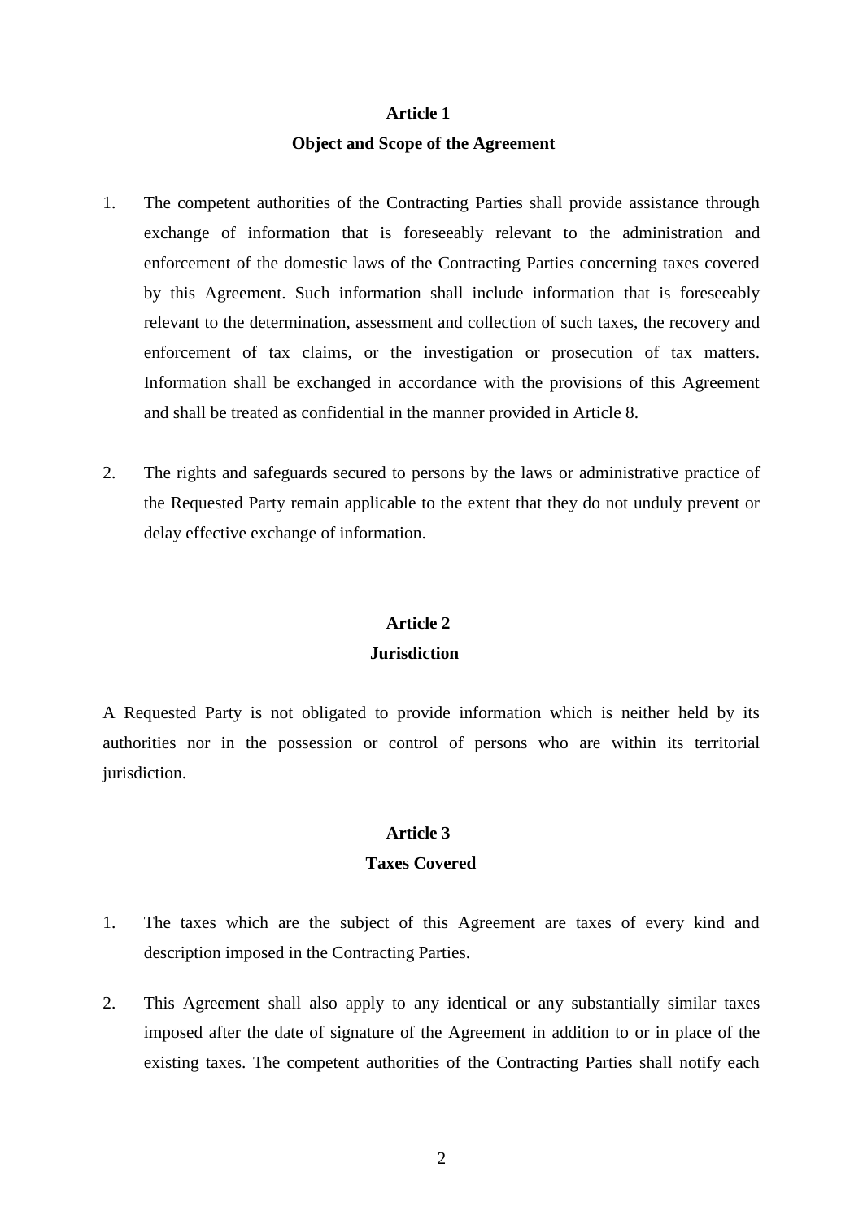## Article 1

## Object and Scope of the Agreement

1. The competent authorities of the Contracting Parties shall provide assistance through exchange of information that is foreseeably relevant to the administration and enforcement of the domestic laws of the Contracting Parties concerning taxes covered by this Agreement. Such information shall include information that is foreseeably relevant to the determination, assessment and collection of such taxes, the recovery and enforcement of tax claims, or the investigation or prosecution of tax matters. Information shall be exchanged in accordance with the provisions of this Agreement and shall be treated as confidential in the manner provided in Article 8.

2. The rights and safeguards secured to persons by the laws or administrative practice of the Requested Party remain applicable to the extent that they do not unduly prevent or delay effective exchange of information.

## Article 2

## Jurisdiction

A Requested Party is not obligated to provide information which is neither held by its authorities nor in the possession or control of persons who are within its territorial jurisdiction.

## Article 3

## Taxes Covered

1. The taxes which are the subject of this Agreement are taxes of every kind and description imposed in the Contracting Parties.

2. This Agreement shall also apply to any identical or any substantially similar taxes imposed after the date of signature of the Agreement in addition to or in place of the existing taxes. The competent authorities of the Contracting Parties shall notify each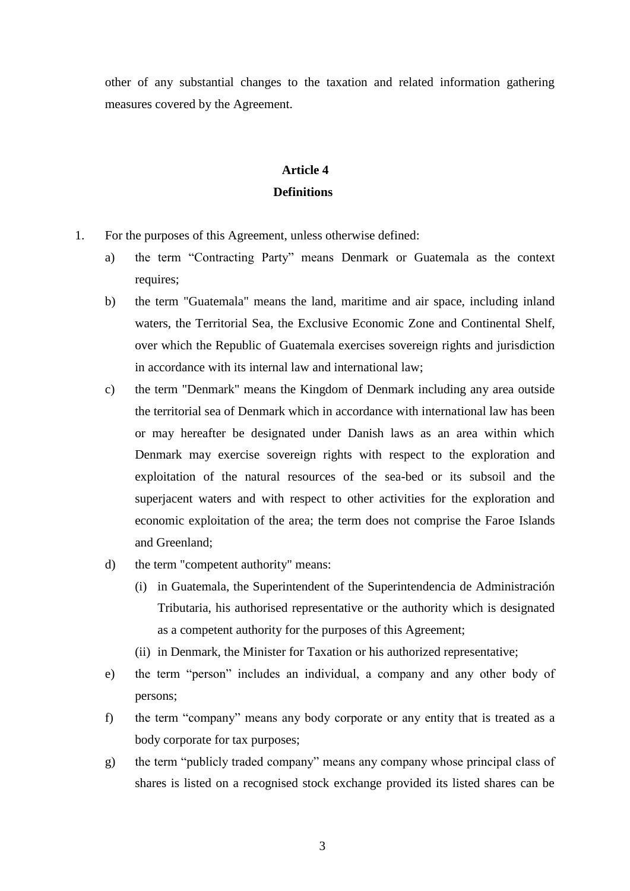other of any substantial changes to the taxation and related information gathering measures covered by the Agreement.

## Article 4
## Definitions

1. For the purposes of this Agreement, unless otherwise defined:
   a) the term “Contracting Party” means Denmark or Guatemala as the context requires;
   b) the term "Guatemala" means the land, maritime and air space, including inland waters, the Territorial Sea, the Exclusive Economic Zone and Continental Shelf, over which the Republic of Guatemala exercises sovereign rights and jurisdiction in accordance with its internal law and international law;
   c) the term "Denmark" means the Kingdom of Denmark including any area outside the territorial sea of Denmark which in accordance with international law has been or may hereafter be designated under Danish laws as an area within which Denmark may exercise sovereign rights with respect to the exploration and exploitation of the natural resources of the sea-bed or its subsoil and the superjacent waters and with respect to other activities for the exploration and economic exploitation of the area; the term does not comprise the Faroe Islands and Greenland;
   d) the term "competent authority" means:
      (i) in Guatemala, the Superintendent of the Superintendencia de Administración Tributaria, his authorised representative or the authority which is designated as a competent authority for the purposes of this Agreement;
      (ii) in Denmark, the Minister for Taxation or his authorized representative;
   e) the term “person” includes an individual, a company and any other body of persons;
   f) the term “company” means any body corporate or any entity that is treated as a body corporate for tax purposes;
   g) the term “publicly traded company” means any company whose principal class of shares is listed on a recognised stock exchange provided its listed shares can be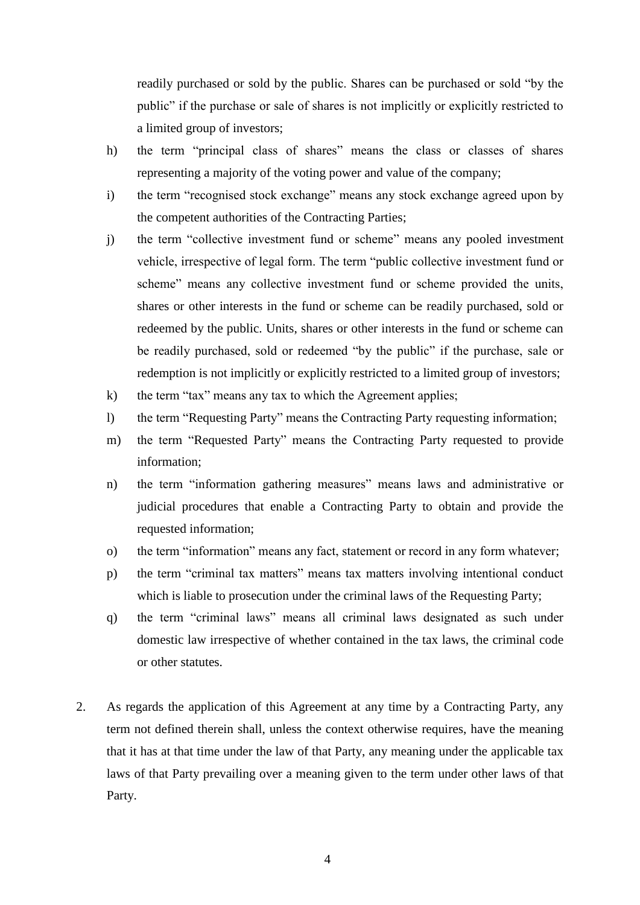readily purchased or sold by the public. Shares can be purchased or sold "by the public" if the purchase or sale of shares is not implicitly or explicitly restricted to a limited group of investors;

h) the term "principal class of shares" means the class or classes of shares representing a majority of the voting power and value of the company;

i) the term "recognised stock exchange" means any stock exchange agreed upon by the competent authorities of the Contracting Parties;

j) the term "collective investment fund or scheme" means any pooled investment vehicle, irrespective of legal form. The term "public collective investment fund or scheme" means any collective investment fund or scheme provided the units, shares or other interests in the fund or scheme can be readily purchased, sold or redeemed by the public. Units, shares or other interests in the fund or scheme can be readily purchased, sold or redeemed "by the public" if the purchase, sale or redemption is not implicitly or explicitly restricted to a limited group of investors;

k) the term "tax" means any tax to which the Agreement applies;

l) the term "Requesting Party" means the Contracting Party requesting information;

m) the term "Requested Party" means the Contracting Party requested to provide information;

n) the term "information gathering measures" means laws and administrative or judicial procedures that enable a Contracting Party to obtain and provide the requested information;

o) the term "information" means any fact, statement or record in any form whatever;

p) the term "criminal tax matters" means tax matters involving intentional conduct which is liable to prosecution under the criminal laws of the Requesting Party;

q) the term "criminal laws" means all criminal laws designated as such under domestic law irrespective of whether contained in the tax laws, the criminal code or other statutes.

2. As regards the application of this Agreement at any time by a Contracting Party, any term not defined therein shall, unless the context otherwise requires, have the meaning that it has at that time under the law of that Party, any meaning under the applicable tax laws of that Party prevailing over a meaning given to the term under other laws of that Party.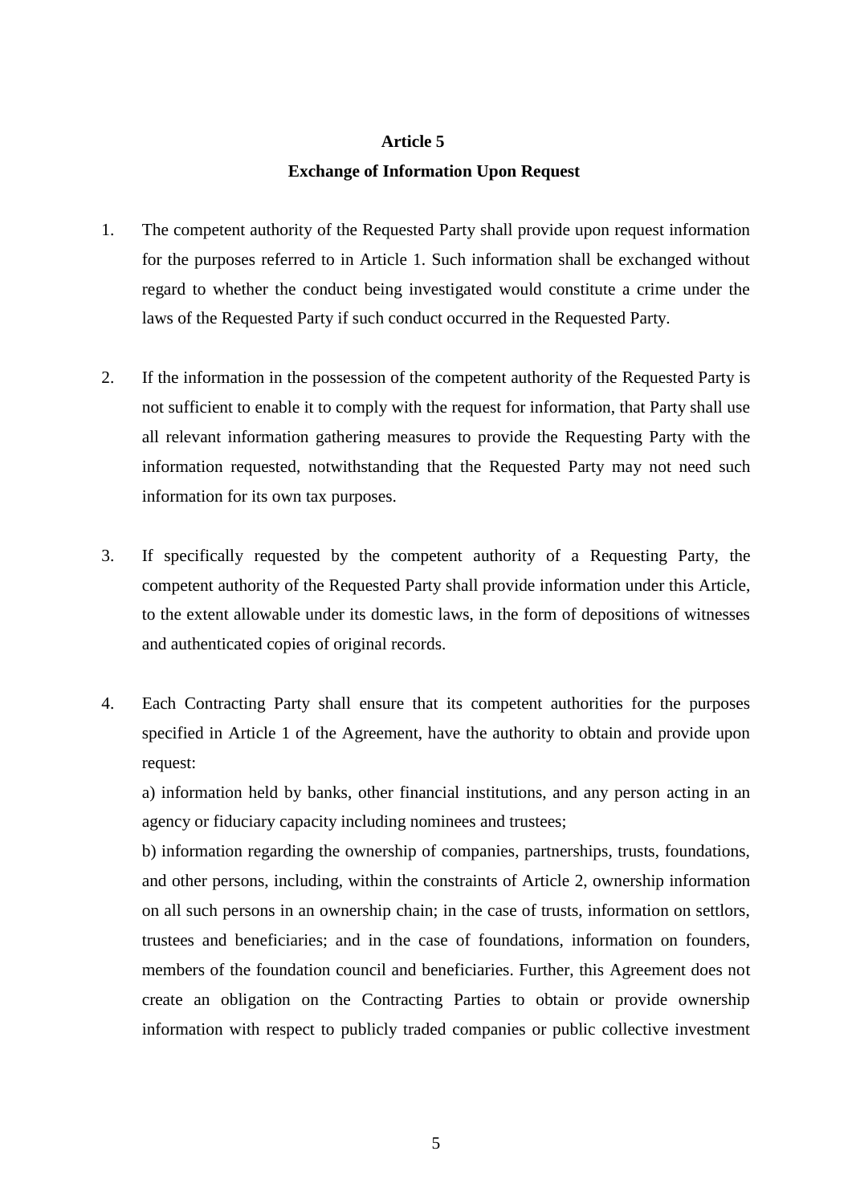## Article 5
## Exchange of Information Upon Request

1. The competent authority of the Requested Party shall provide upon request information for the purposes referred to in Article 1. Such information shall be exchanged without regard to whether the conduct being investigated would constitute a crime under the laws of the Requested Party if such conduct occurred in the Requested Party.

2. If the information in the possession of the competent authority of the Requested Party is not sufficient to enable it to comply with the request for information, that Party shall use all relevant information gathering measures to provide the Requesting Party with the information requested, notwithstanding that the Requested Party may not need such information for its own tax purposes.

3. If specifically requested by the competent authority of a Requesting Party, the competent authority of the Requested Party shall provide information under this Article, to the extent allowable under its domestic laws, in the form of depositions of witnesses and authenticated copies of original records.

4. Each Contracting Party shall ensure that its competent authorities for the purposes specified in Article 1 of the Agreement, have the authority to obtain and provide upon request:

   a) information held by banks, other financial institutions, and any person acting in an agency or fiduciary capacity including nominees and trustees;

   b) information regarding the ownership of companies, partnerships, trusts, foundations, and other persons, including, within the constraints of Article 2, ownership information on all such persons in an ownership chain; in the case of trusts, information on settlors, trustees and beneficiaries; and in the case of foundations, information on founders, members of the foundation council and beneficiaries. Further, this Agreement does not create an obligation on the Contracting Parties to obtain or provide ownership information with respect to publicly traded companies or public collective investment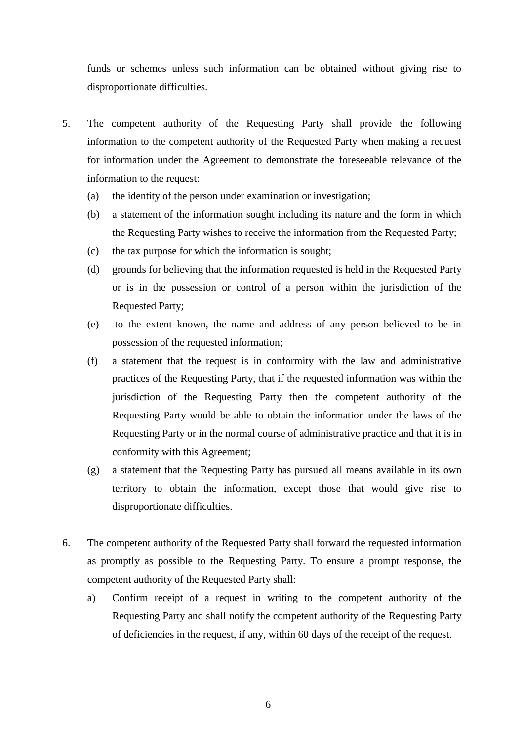funds or schemes unless such information can be obtained without giving rise to disproportionate difficulties.

5. The competent authority of the Requesting Party shall provide the following information to the competent authority of the Requested Party when making a request for information under the Agreement to demonstrate the foreseeable relevance of the information to the request:

   (a) the identity of the person under examination or investigation;

   (b) a statement of the information sought including its nature and the form in which the Requesting Party wishes to receive the information from the Requested Party;

   (c) the tax purpose for which the information is sought;

   (d) grounds for believing that the information requested is held in the Requested Party or is in the possession or control of a person within the jurisdiction of the Requested Party;

   (e) to the extent known, the name and address of any person believed to be in possession of the requested information;

   (f) a statement that the request is in conformity with the law and administrative practices of the Requesting Party, that if the requested information was within the jurisdiction of the Requesting Party then the competent authority of the Requesting Party would be able to obtain the information under the laws of the Requesting Party or in the normal course of administrative practice and that it is in conformity with this Agreement;

   (g) a statement that the Requesting Party has pursued all means available in its own territory to obtain the information, except those that would give rise to disproportionate difficulties.

6. The competent authority of the Requested Party shall forward the requested information as promptly as possible to the Requesting Party. To ensure a prompt response, the competent authority of the Requested Party shall:

   a) Confirm receipt of a request in writing to the competent authority of the Requesting Party and shall notify the competent authority of the Requesting Party of deficiencies in the request, if any, within 60 days of the receipt of the request.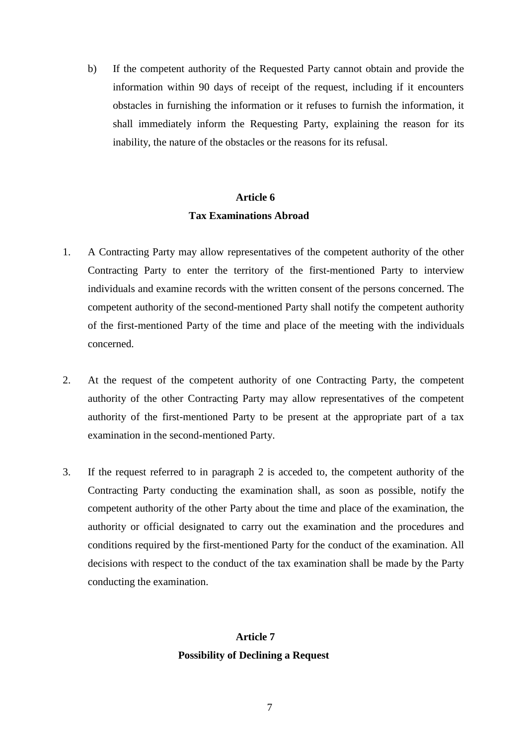b) If the competent authority of the Requested Party cannot obtain and provide the information within 90 days of receipt of the request, including if it encounters obstacles in furnishing the information or it refuses to furnish the information, it shall immediately inform the Requesting Party, explaining the reason for its inability, the nature of the obstacles or the reasons for its refusal.

## Article 6
## Tax Examinations Abroad

1. A Contracting Party may allow representatives of the competent authority of the other Contracting Party to enter the territory of the first-mentioned Party to interview individuals and examine records with the written consent of the persons concerned. The competent authority of the second-mentioned Party shall notify the competent authority of the first-mentioned Party of the time and place of the meeting with the individuals concerned.

2. At the request of the competent authority of one Contracting Party, the competent authority of the other Contracting Party may allow representatives of the competent authority of the first-mentioned Party to be present at the appropriate part of a tax examination in the second-mentioned Party.

3. If the request referred to in paragraph 2 is acceded to, the competent authority of the Contracting Party conducting the examination shall, as soon as possible, notify the competent authority of the other Party about the time and place of the examination, the authority or official designated to carry out the examination and the procedures and conditions required by the first-mentioned Party for the conduct of the examination. All decisions with respect to the conduct of the tax examination shall be made by the Party conducting the examination.

## Article 7
## Possibility of Declining a Request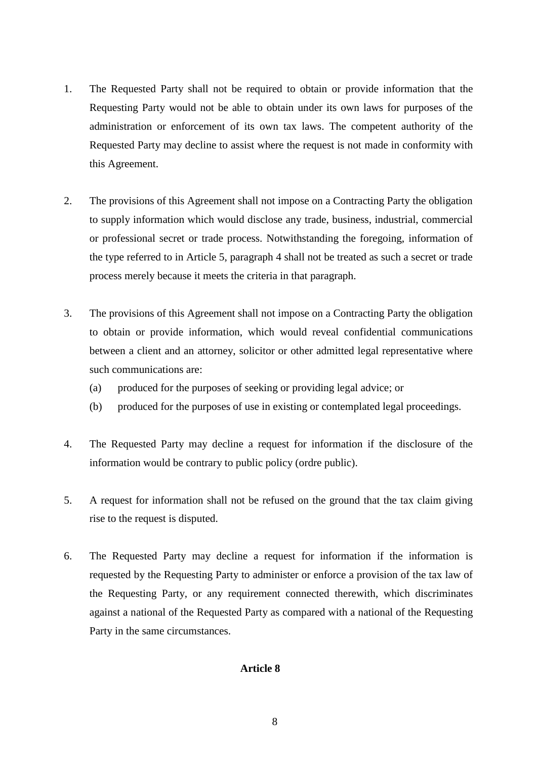1. The Requested Party shall not be required to obtain or provide information that the Requesting Party would not be able to obtain under its own laws for purposes of the administration or enforcement of its own tax laws. The competent authority of the Requested Party may decline to assist where the request is not made in conformity with this Agreement.

2. The provisions of this Agreement shall not impose on a Contracting Party the obligation to supply information which would disclose any trade, business, industrial, commercial or professional secret or trade process. Notwithstanding the foregoing, information of the type referred to in Article 5, paragraph 4 shall not be treated as such a secret or trade process merely because it meets the criteria in that paragraph.

3. The provisions of this Agreement shall not impose on a Contracting Party the obligation to obtain or provide information, which would reveal confidential communications between a client and an attorney, solicitor or other admitted legal representative where such communications are:
   (a) produced for the purposes of seeking or providing legal advice; or
   (b) produced for the purposes of use in existing or contemplated legal proceedings.

4. The Requested Party may decline a request for information if the disclosure of the information would be contrary to public policy (ordre public).

5. A request for information shall not be refused on the ground that the tax claim giving rise to the request is disputed.

6. The Requested Party may decline a request for information if the information is requested by the Requesting Party to administer or enforce a provision of the tax law of the Requesting Party, or any requirement connected therewith, which discriminates against a national of the Requested Party as compared with a national of the Requesting Party in the same circumstances.

**Article 8**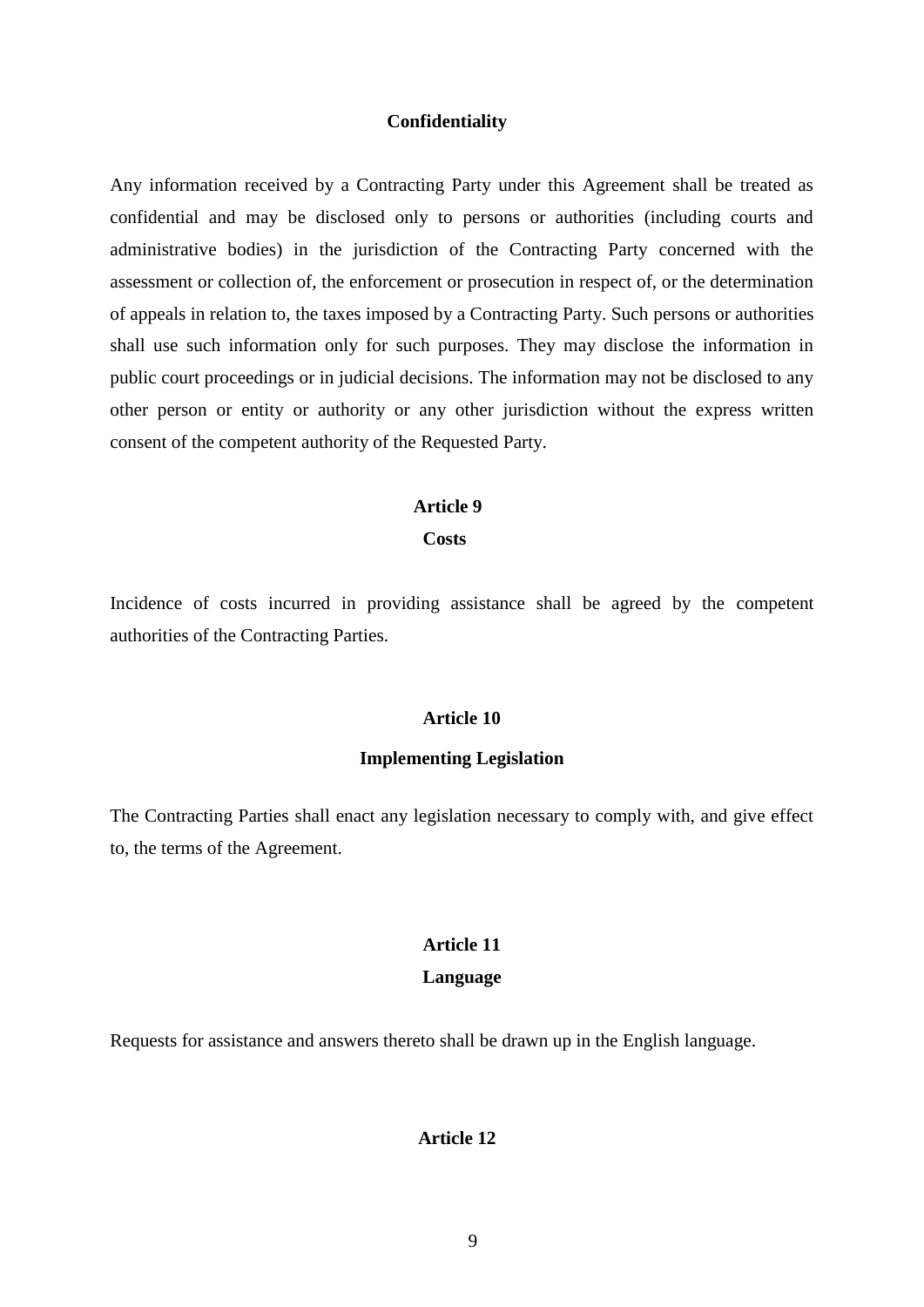### Confidentiality

Any information received by a Contracting Party under this Agreement shall be treated as confidential and may be disclosed only to persons or authorities (including courts and administrative bodies) in the jurisdiction of the Contracting Party concerned with the assessment or collection of, the enforcement or prosecution in respect of, or the determination of appeals in relation to, the taxes imposed by a Contracting Party. Such persons or authorities shall use such information only for such purposes. They may disclose the information in public court proceedings or in judicial decisions. The information may not be disclosed to any other person or entity or authority or any other jurisdiction without the express written consent of the competent authority of the Requested Party.

## Article 9

### Costs

Incidence of costs incurred in providing assistance shall be agreed by the competent authorities of the Contracting Parties.

## Article 10

### Implementing Legislation

The Contracting Parties shall enact any legislation necessary to comply with, and give effect to, the terms of the Agreement.

## Article 11

### Language

Requests for assistance and answers thereto shall be drawn up in the English language.

## Article 12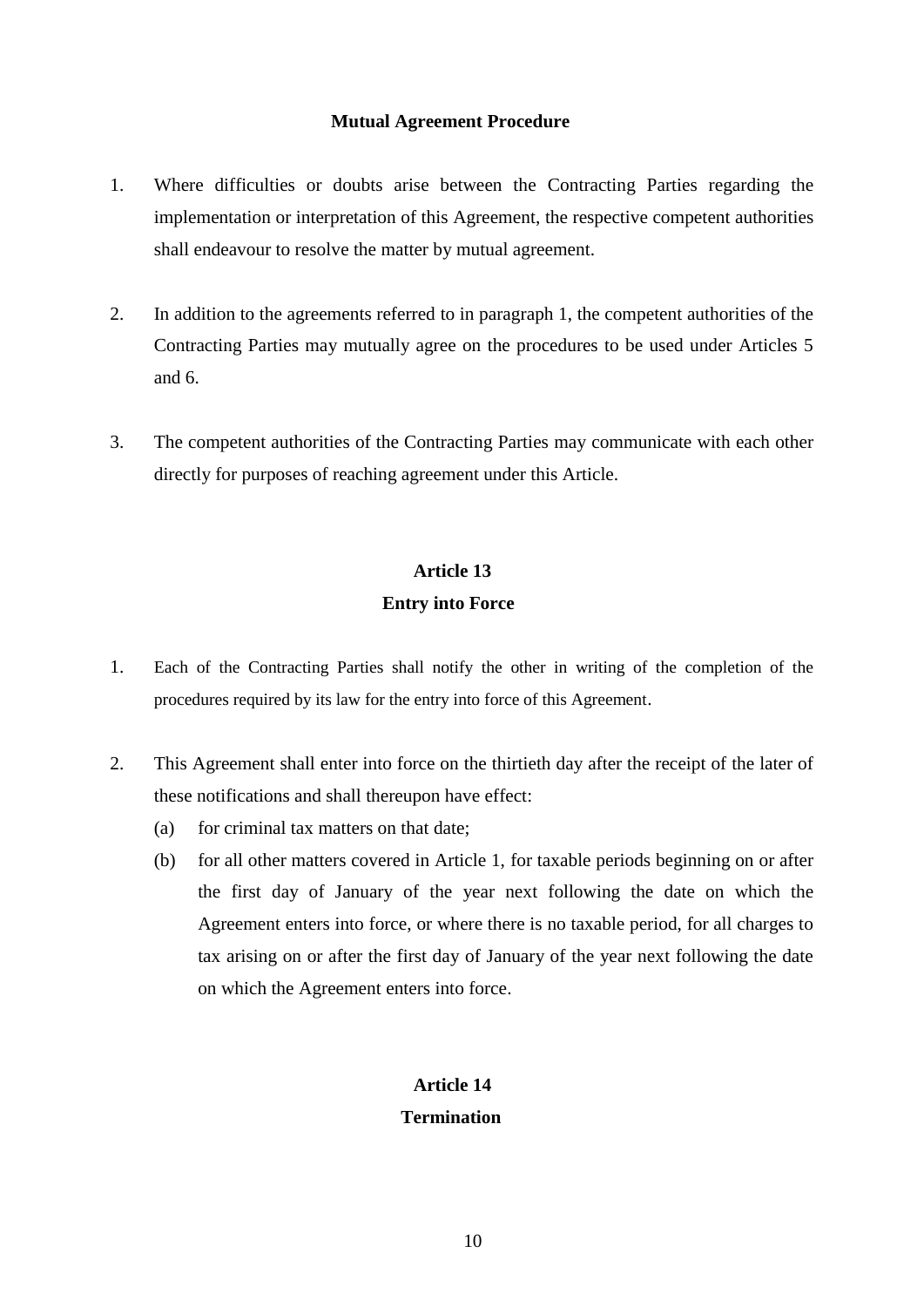**Mutual Agreement Procedure**

1. Where difficulties or doubts arise between the Contracting Parties regarding the implementation or interpretation of this Agreement, the respective competent authorities shall endeavour to resolve the matter by mutual agreement.

2. In addition to the agreements referred to in paragraph 1, the competent authorities of the Contracting Parties may mutually agree on the procedures to be used under Articles 5 and 6.

3. The competent authorities of the Contracting Parties may communicate with each other directly for purposes of reaching agreement under this Article.

**Article 13**
**Entry into Force**

1. Each of the Contracting Parties shall notify the other in writing of the completion of the procedures required by its law for the entry into force of this Agreement.

2. This Agreement shall enter into force on the thirtieth day after the receipt of the later of these notifications and shall thereupon have effect:
   (a) for criminal tax matters on that date;
   (b) for all other matters covered in Article 1, for taxable periods beginning on or after the first day of January of the year next following the date on which the Agreement enters into force, or where there is no taxable period, for all charges to tax arising on or after the first day of January of the year next following the date on which the Agreement enters into force.

**Article 14**
**Termination**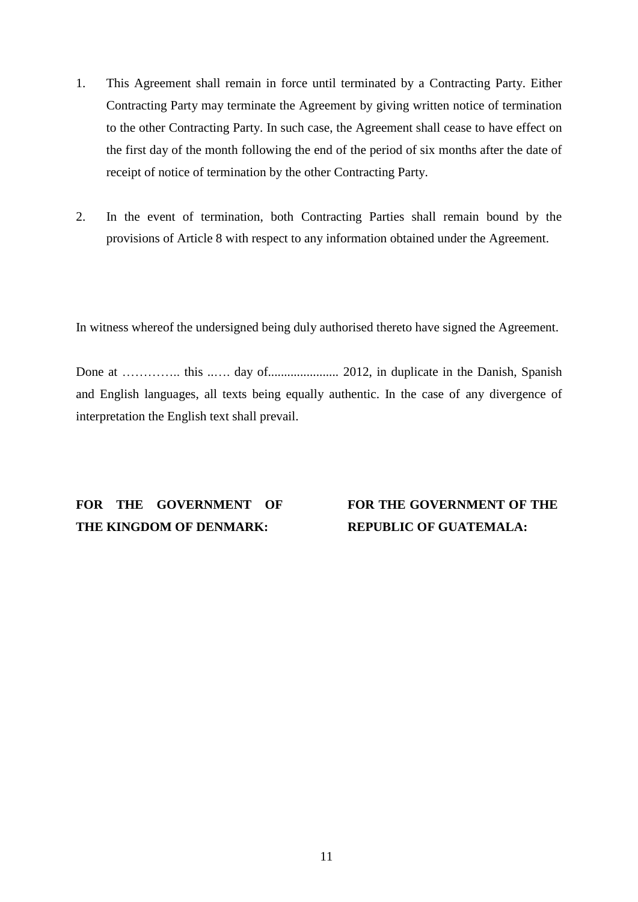1. This Agreement shall remain in force until terminated by a Contracting Party. Either Contracting Party may terminate the Agreement by giving written notice of termination to the other Contracting Party. In such case, the Agreement shall cease to have effect on the first day of the month following the end of the period of six months after the date of receipt of notice of termination by the other Contracting Party.

2. In the event of termination, both Contracting Parties shall remain bound by the provisions of Article 8 with respect to any information obtained under the Agreement.

In witness whereof the undersigned being duly authorised thereto have signed the Agreement.

Done at ………….. this ..…. day of...................... 2012, in duplicate in the Danish, Spanish and English languages, all texts being equally authentic. In the case of any divergence of interpretation the English text shall prevail.

**FOR THE GOVERNMENT OF THE KINGDOM OF DENMARK:**

**FOR THE GOVERNMENT OF THE REPUBLIC OF GUATEMALA:**